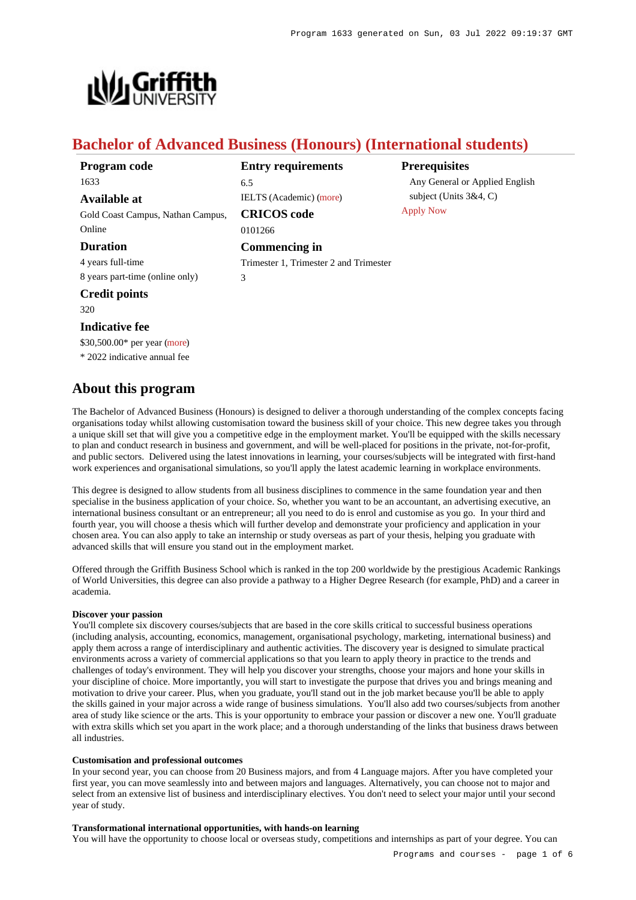# Bachelor of Advanced Business (Honours) (International students)

**Program code**
1633

**Available at**
Gold Coast Campus, Nathan Campus, Online

**Duration**
4 years full-time
8 years part-time (online only)

**Credit points**
320

**Indicative fee**
$30,500.00* per year (more)
* 2022 indicative annual fee

**Entry requirements**
6.5
IELTS (Academic) (more)

**CRICOS code**
0101266

**Commencing in**
Trimester 1, Trimester 2 and Trimester 3

**Prerequisites**
Any General or Applied English subject (Units 3&4, C)

Apply Now

## About this program

The Bachelor of Advanced Business (Honours) is designed to deliver a thorough understanding of the complex concepts facing organisations today whilst allowing customisation toward the business skill of your choice. This new degree takes you through a unique skill set that will give you a competitive edge in the employment market. You'll be equipped with the skills necessary to plan and conduct research in business and government, and will be well-placed for positions in the private, not-for-profit, and public sectors. Delivered using the latest innovations in learning, your courses/subjects will be integrated with first-hand work experiences and organisational simulations, so you'll apply the latest academic learning in workplace environments.

This degree is designed to allow students from all business disciplines to commence in the same foundation year and then specialise in the business application of your choice. So, whether you want to be an accountant, an advertising executive, an international business consultant or an entrepreneur; all you need to do is enrol and customise as you go. In your third and fourth year, you will choose a thesis which will further develop and demonstrate your proficiency and application in your chosen area. You can also apply to take an internship or study overseas as part of your thesis, helping you graduate with advanced skills that will ensure you stand out in the employment market.

Offered through the Griffith Business School which is ranked in the top 200 worldwide by the prestigious Academic Rankings of World Universities, this degree can also provide a pathway to a Higher Degree Research (for example, PhD) and a career in academia.

**Discover your passion**
You'll complete six discovery courses/subjects that are based in the core skills critical to successful business operations (including analysis, accounting, economics, management, organisational psychology, marketing, international business) and apply them across a range of interdisciplinary and authentic activities. The discovery year is designed to simulate practical environments across a variety of commercial applications so that you learn to apply theory in practice to the trends and challenges of today's environment. They will help you discover your strengths, choose your majors and hone your skills in your discipline of choice. More importantly, you will start to investigate the purpose that drives you and brings meaning and motivation to drive your career. Plus, when you graduate, you'll stand out in the job market because you'll be able to apply the skills gained in your major across a wide range of business simulations. You'll also add two courses/subjects from another area of study like science or the arts. This is your opportunity to embrace your passion or discover a new one. You'll graduate with extra skills which set you apart in the work place; and a thorough understanding of the links that business draws between all industries.

**Customisation and professional outcomes**
In your second year, you can choose from 20 Business majors, and from 4 Language majors. After you have completed your first year, you can move seamlessly into and between majors and languages. Alternatively, you can choose not to major and select from an extensive list of business and interdisciplinary electives. You don't need to select your major until your second year of study.

**Transformational international opportunities, with hands-on learning**
You will have the opportunity to choose local or overseas study, competitions and internships as part of your degree. You can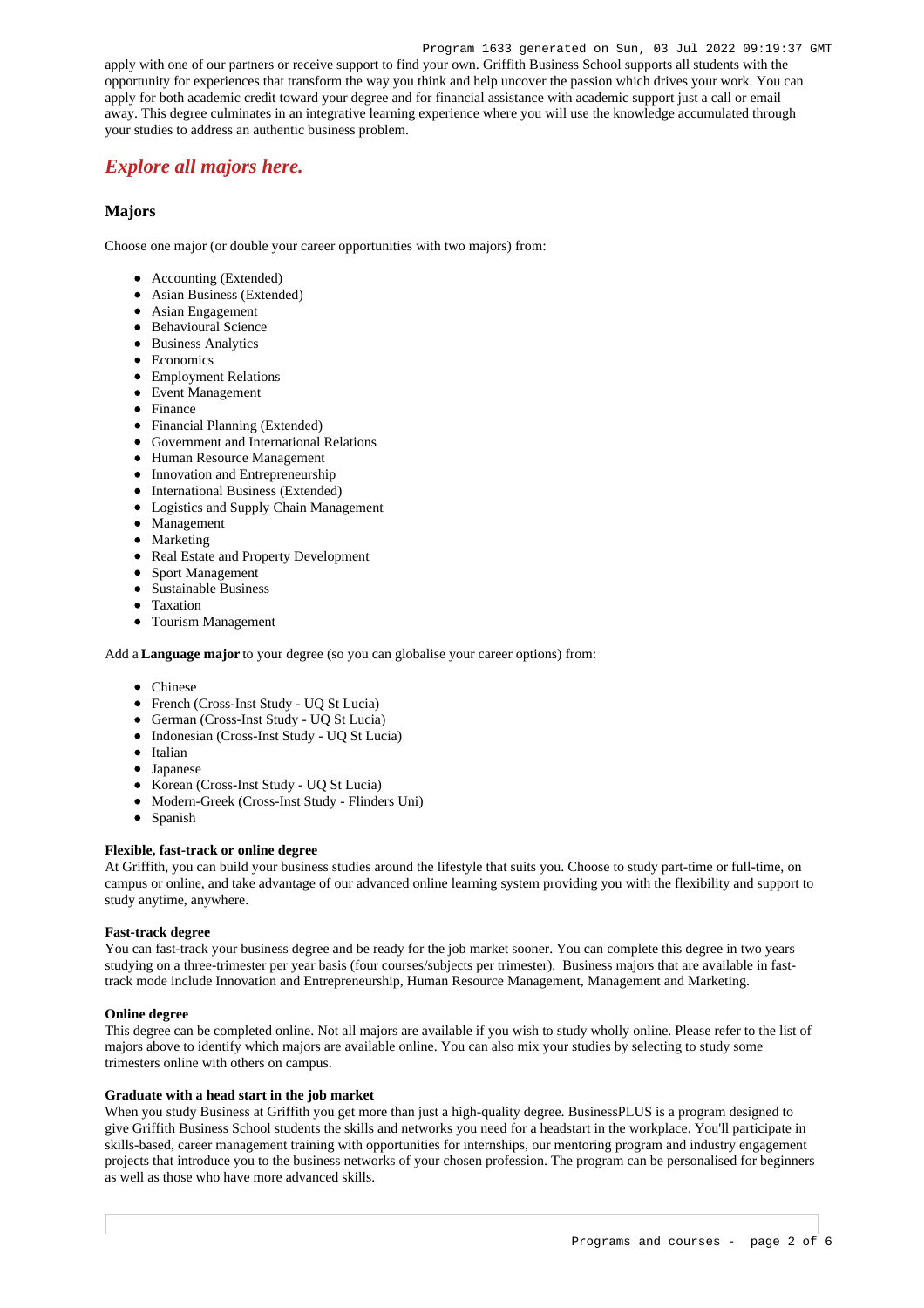apply with one of our partners or receive support to find your own. Griffith Business School supports all students with the opportunity for experiences that transform the way you think and help uncover the passion which drives your work. You can apply for both academic credit toward your degree and for financial assistance with academic support just a call or email away. This degree culminates in an integrative learning experience where you will use the knowledge accumulated through your studies to address an authentic business problem.

## *Explore all majors here.*

### Majors

Choose one major (or double your career opportunities with two majors) from:

- Accounting (Extended)
- Asian Business (Extended)
- Asian Engagement
- Behavioural Science
- Business Analytics
- Economics
- Employment Relations
- Event Management
- Finance
- Financial Planning (Extended)
- Government and International Relations
- Human Resource Management
- Innovation and Entrepreneurship
- International Business (Extended)
- Logistics and Supply Chain Management
- Management
- Marketing
- Real Estate and Property Development
- Sport Management
- Sustainable Business
- Taxation
- Tourism Management

Add a **Language major** to your degree (so you can globalise your career options) from:

- Chinese
- French (Cross-Inst Study - UQ St Lucia)
- German (Cross-Inst Study - UQ St Lucia)
- Indonesian (Cross-Inst Study - UQ St Lucia)
- Italian
- Japanese
- Korean (Cross-Inst Study - UQ St Lucia)
- Modern-Greek (Cross-Inst Study - Flinders Uni)
- Spanish

**Flexible, fast-track or online degree**
At Griffith, you can build your business studies around the lifestyle that suits you. Choose to study part-time or full-time, on campus or online, and take advantage of our advanced online learning system providing you with the flexibility and support to study anytime, anywhere.

**Fast-track degree**
You can fast-track your business degree and be ready for the job market sooner. You can complete this degree in two years studying on a three-trimester per year basis (four courses/subjects per trimester). Business majors that are available in fast-track mode include Innovation and Entrepreneurship, Human Resource Management, Management and Marketing.

**Online degree**
This degree can be completed online. Not all majors are available if you wish to study wholly online. Please refer to the list of majors above to identify which majors are available online. You can also mix your studies by selecting to study some trimesters online with others on campus.

**Graduate with a head start in the job market**
When you study Business at Griffith you get more than just a high-quality degree. BusinessPLUS is a program designed to give Griffith Business School students the skills and networks you need for a headstart in the workplace. You'll participate in skills-based, career management training with opportunities for internships, our mentoring program and industry engagement projects that introduce you to the business networks of your chosen profession. The program can be personalised for beginners as well as those who have more advanced skills.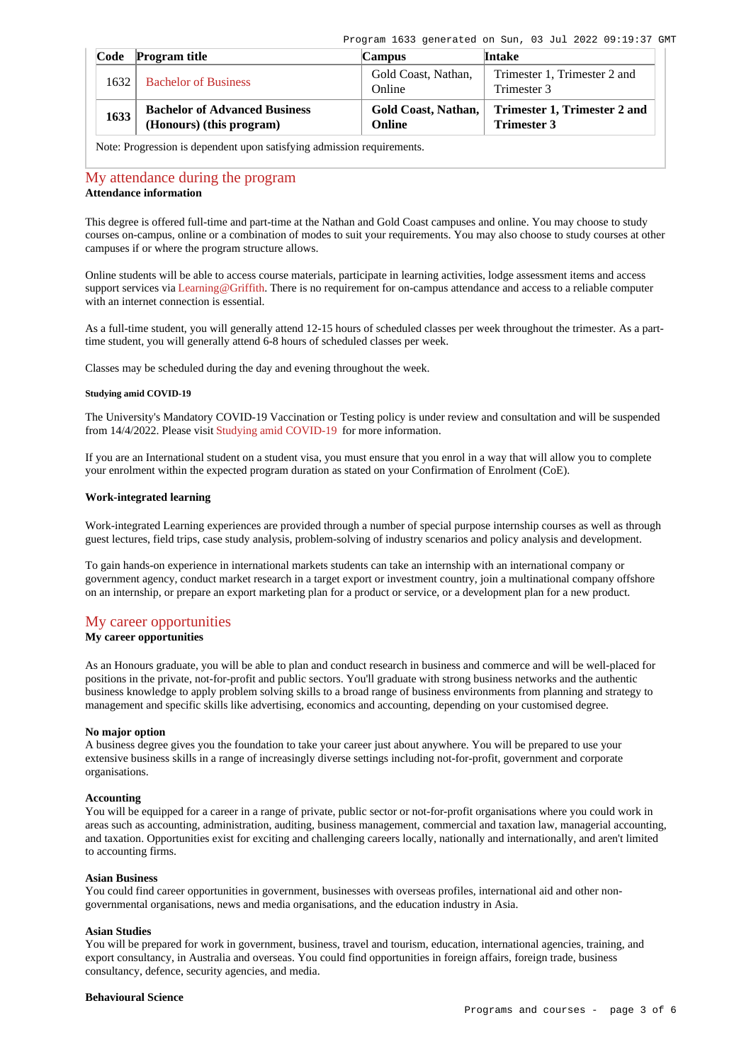| Code | Program title | Campus | Intake |
|---|---|---|---|
| 1632 | Bachelor of Business | Gold Coast, Nathan, Online | Trimester 1, Trimester 2 and Trimester 3 |
| **1633** | **Bachelor of Advanced Business (Honours) (this program)** | **Gold Coast, Nathan, Online** | **Trimester 1, Trimester 2 and Trimester 3** |

Note: Progression is dependent upon satisfying admission requirements.

## My attendance during the program

**Attendance information**

This degree is offered full-time and part-time at the Nathan and Gold Coast campuses and online. You may choose to study courses on-campus, online or a combination of modes to suit your requirements. You may also choose to study courses at other campuses if or where the program structure allows.

Online students will be able to access course materials, participate in learning activities, lodge assessment items and access support services via Learning@Griffith. There is no requirement for on-campus attendance and access to a reliable computer with an internet connection is essential.

As a full-time student, you will generally attend 12-15 hours of scheduled classes per week throughout the trimester. As a part-time student, you will generally attend 6-8 hours of scheduled classes per week.

Classes may be scheduled during the day and evening throughout the week.

**Studying amid COVID-19**

The University's Mandatory COVID-19 Vaccination or Testing policy is under review and consultation and will be suspended from 14/4/2022. Please visit Studying amid COVID-19 for more information.

If you are an International student on a student visa, you must ensure that you enrol in a way that will allow you to complete your enrolment within the expected program duration as stated on your Confirmation of Enrolment (CoE).

**Work-integrated learning**

Work-integrated Learning experiences are provided through a number of special purpose internship courses as well as through guest lectures, field trips, case study analysis, problem-solving of industry scenarios and policy analysis and development.

To gain hands-on experience in international markets students can take an internship with an international company or government agency, conduct market research in a target export or investment country, join a multinational company offshore on an internship, or prepare an export marketing plan for a product or service, or a development plan for a new product.

## My career opportunities

**My career opportunities**

As an Honours graduate, you will be able to plan and conduct research in business and commerce and will be well-placed for positions in the private, not-for-profit and public sectors. You'll graduate with strong business networks and the authentic business knowledge to apply problem solving skills to a broad range of business environments from planning and strategy to management and specific skills like advertising, economics and accounting, depending on your customised degree.

**No major option**
A business degree gives you the foundation to take your career just about anywhere. You will be prepared to use your extensive business skills in a range of increasingly diverse settings including not-for-profit, government and corporate organisations.

**Accounting**
You will be equipped for a career in a range of private, public sector or not-for-profit organisations where you could work in areas such as accounting, administration, auditing, business management, commercial and taxation law, managerial accounting, and taxation. Opportunities exist for exciting and challenging careers locally, nationally and internationally, and aren't limited to accounting firms.

**Asian Business**
You could find career opportunities in government, businesses with overseas profiles, international aid and other non-governmental organisations, news and media organisations, and the education industry in Asia.

**Asian Studies**
You will be prepared for work in government, business, travel and tourism, education, international agencies, training, and export consultancy, in Australia and overseas. You could find opportunities in foreign affairs, foreign trade, business consultancy, defence, security agencies, and media.

**Behavioural Science**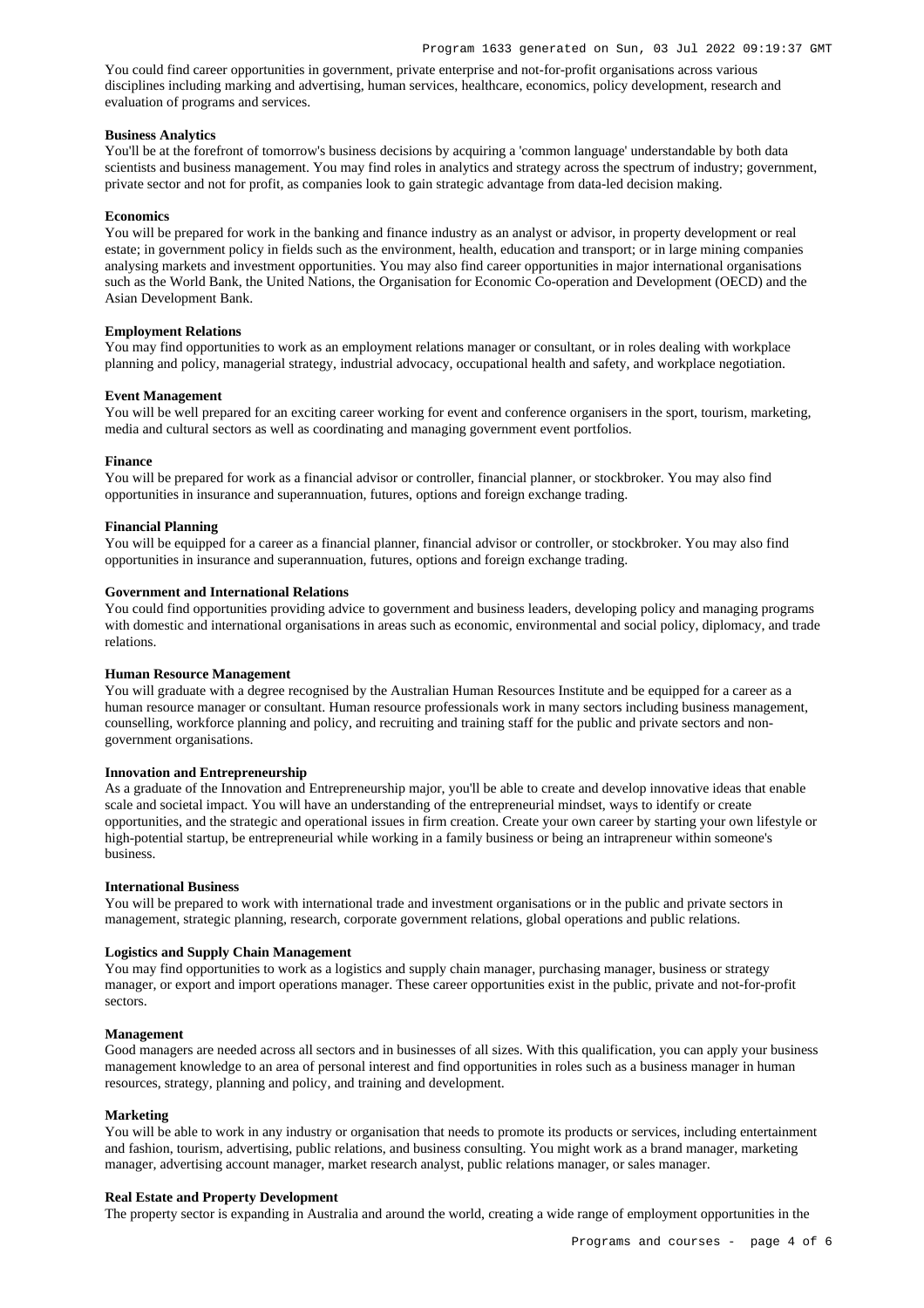You could find career opportunities in government, private enterprise and not-for-profit organisations across various disciplines including marking and advertising, human services, healthcare, economics, policy development, research and evaluation of programs and services.

**Business Analytics**

You'll be at the forefront of tomorrow's business decisions by acquiring a 'common language' understandable by both data scientists and business management. You may find roles in analytics and strategy across the spectrum of industry; government, private sector and not for profit, as companies look to gain strategic advantage from data-led decision making.

**Economics**

You will be prepared for work in the banking and finance industry as an analyst or advisor, in property development or real estate; in government policy in fields such as the environment, health, education and transport; or in large mining companies analysing markets and investment opportunities. You may also find career opportunities in major international organisations such as the World Bank, the United Nations, the Organisation for Economic Co-operation and Development (OECD) and the Asian Development Bank.

**Employment Relations**

You may find opportunities to work as an employment relations manager or consultant, or in roles dealing with workplace planning and policy, managerial strategy, industrial advocacy, occupational health and safety, and workplace negotiation.

**Event Management**

You will be well prepared for an exciting career working for event and conference organisers in the sport, tourism, marketing, media and cultural sectors as well as coordinating and managing government event portfolios.

**Finance**

You will be prepared for work as a financial advisor or controller, financial planner, or stockbroker. You may also find opportunities in insurance and superannuation, futures, options and foreign exchange trading.

**Financial Planning**

You will be equipped for a career as a financial planner, financial advisor or controller, or stockbroker. You may also find opportunities in insurance and superannuation, futures, options and foreign exchange trading.

**Government and International Relations**

You could find opportunities providing advice to government and business leaders, developing policy and managing programs with domestic and international organisations in areas such as economic, environmental and social policy, diplomacy, and trade relations.

**Human Resource Management**

You will graduate with a degree recognised by the Australian Human Resources Institute and be equipped for a career as a human resource manager or consultant. Human resource professionals work in many sectors including business management, counselling, workforce planning and policy, and recruiting and training staff for the public and private sectors and non-government organisations.

**Innovation and Entrepreneurship**

As a graduate of the Innovation and Entrepreneurship major, you'll be able to create and develop innovative ideas that enable scale and societal impact. You will have an understanding of the entrepreneurial mindset, ways to identify or create opportunities, and the strategic and operational issues in firm creation. Create your own career by starting your own lifestyle or high-potential startup, be entrepreneurial while working in a family business or being an intrapreneur within someone's business.

**International Business**

You will be prepared to work with international trade and investment organisations or in the public and private sectors in management, strategic planning, research, corporate government relations, global operations and public relations.

**Logistics and Supply Chain Management**

You may find opportunities to work as a logistics and supply chain manager, purchasing manager, business or strategy manager, or export and import operations manager. These career opportunities exist in the public, private and not-for-profit sectors.

**Management**

Good managers are needed across all sectors and in businesses of all sizes. With this qualification, you can apply your business management knowledge to an area of personal interest and find opportunities in roles such as a business manager in human resources, strategy, planning and policy, and training and development.

**Marketing**

You will be able to work in any industry or organisation that needs to promote its products or services, including entertainment and fashion, tourism, advertising, public relations, and business consulting. You might work as a brand manager, marketing manager, advertising account manager, market research analyst, public relations manager, or sales manager.

**Real Estate and Property Development**

The property sector is expanding in Australia and around the world, creating a wide range of employment opportunities in the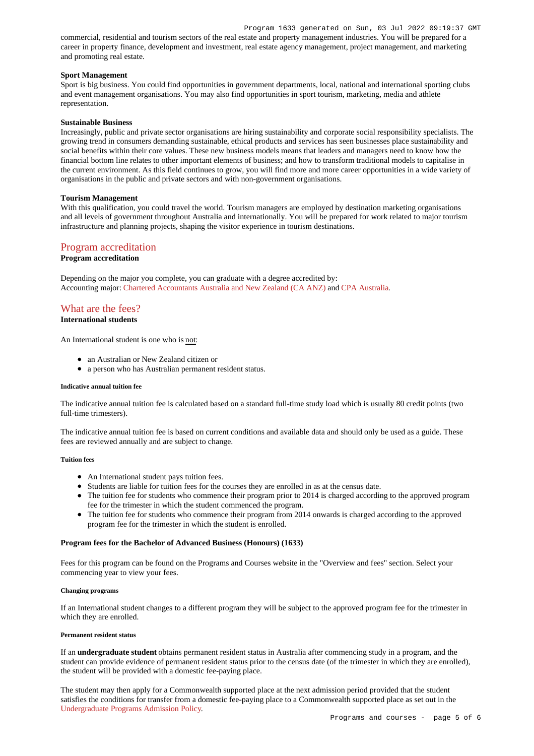commercial, residential and tourism sectors of the real estate and property management industries. You will be prepared for a career in property finance, development and investment, real estate agency management, project management, and marketing and promoting real estate.

**Sport Management**
Sport is big business. You could find opportunities in government departments, local, national and international sporting clubs and event management organisations. You may also find opportunities in sport tourism, marketing, media and athlete representation.

**Sustainable Business**
Increasingly, public and private sector organisations are hiring sustainability and corporate social responsibility specialists. The growing trend in consumers demanding sustainable, ethical products and services has seen businesses place sustainability and social benefits within their core values. These new business models means that leaders and managers need to know how the financial bottom line relates to other important elements of business; and how to transform traditional models to capitalise in the current environment. As this field continues to grow, you will find more and more career opportunities in a wide variety of organisations in the public and private sectors and with non-government organisations.

**Tourism Management**
With this qualification, you could travel the world. Tourism managers are employed by destination marketing organisations and all levels of government throughout Australia and internationally. You will be prepared for work related to major tourism infrastructure and planning projects, shaping the visitor experience in tourism destinations.

## Program accreditation

**Program accreditation**

Depending on the major you complete, you can graduate with a degree accredited by:
Accounting major: Chartered Accountants Australia and New Zealand (CA ANZ) and CPA Australia.

## What are the fees?

**International students**

An International student is one who is not:

- an Australian or New Zealand citizen or
- a person who has Australian permanent resident status.

###### Indicative annual tuition fee

The indicative annual tuition fee is calculated based on a standard full-time study load which is usually 80 credit points (two full-time trimesters).

The indicative annual tuition fee is based on current conditions and available data and should only be used as a guide. These fees are reviewed annually and are subject to change.

###### Tuition fees

- An International student pays tuition fees.
- Students are liable for tuition fees for the courses they are enrolled in as at the census date.
- The tuition fee for students who commence their program prior to 2014 is charged according to the approved program fee for the trimester in which the student commenced the program.
- The tuition fee for students who commence their program from 2014 onwards is charged according to the approved program fee for the trimester in which the student is enrolled.

**Program fees for the Bachelor of Advanced Business (Honours) (1633)**

Fees for this program can be found on the Programs and Courses website in the "Overview and fees" section. Select your commencing year to view your fees.

###### Changing programs

If an International student changes to a different program they will be subject to the approved program fee for the trimester in which they are enrolled.

###### Permanent resident status

If an **undergraduate student** obtains permanent resident status in Australia after commencing study in a program, and the student can provide evidence of permanent resident status prior to the census date (of the trimester in which they are enrolled), the student will be provided with a domestic fee-paying place.

The student may then apply for a Commonwealth supported place at the next admission period provided that the student satisfies the conditions for transfer from a domestic fee-paying place to a Commonwealth supported place as set out in the Undergraduate Programs Admission Policy.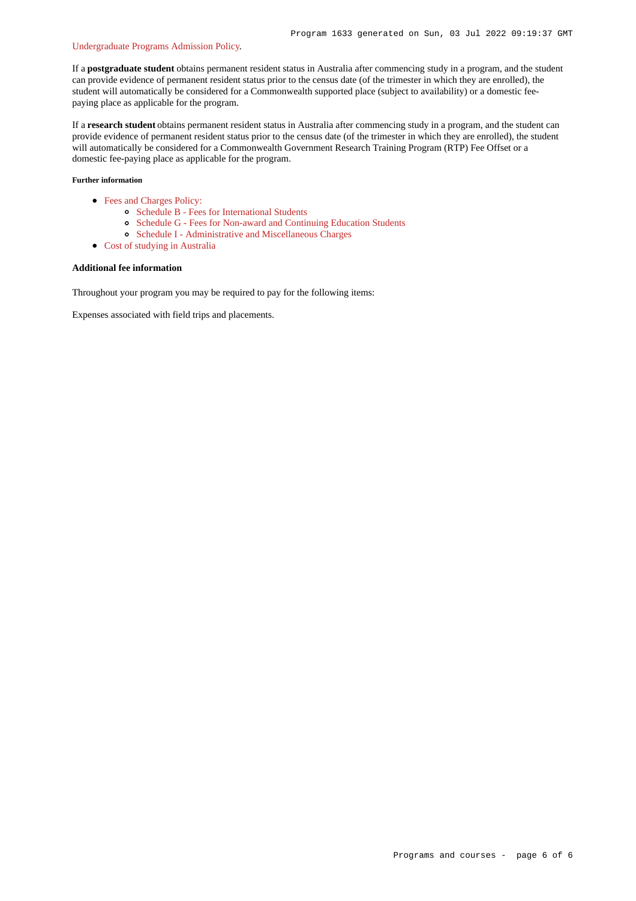Undergraduate Programs Admission Policy.

If a **postgraduate student** obtains permanent resident status in Australia after commencing study in a program, and the student can provide evidence of permanent resident status prior to the census date (of the trimester in which they are enrolled), the student will automatically be considered for a Commonwealth supported place (subject to availability) or a domestic fee-paying place as applicable for the program.

If a **research student** obtains permanent resident status in Australia after commencing study in a program, and the student can provide evidence of permanent resident status prior to the census date (of the trimester in which they are enrolled), the student will automatically be considered for a Commonwealth Government Research Training Program (RTP) Fee Offset or a domestic fee-paying place as applicable for the program.

##### Further information

- Fees and Charges Policy:
  - Schedule B - Fees for International Students
  - Schedule G - Fees for Non-award and Continuing Education Students
  - Schedule I - Administrative and Miscellaneous Charges
- Cost of studying in Australia

#### Additional fee information

Throughout your program you may be required to pay for the following items:

Expenses associated with field trips and placements.